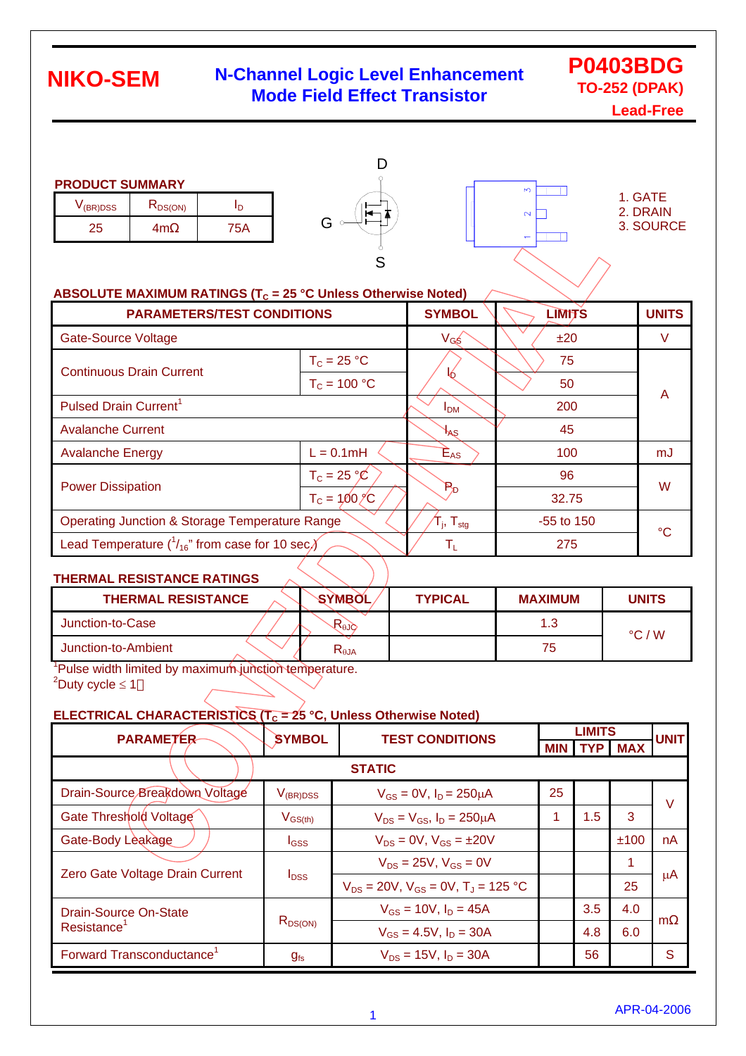**NIKO-SEM**

# N-Channel Logic Level Enhancement Mode Field Effect Transistor

**P0403BDG**
**TO-252 (DPAK)**
**Lead-Free**

### PRODUCT SUMMARY

| $V_{(BR)DSS}$ | $R_{DS(ON)}$ | $I_D$ |
|---|---|---|
| 25 | 4mΩ | 75A |

D
G
S

1. GATE
2. DRAIN
3. SOURCE

### ABSOLUTE MAXIMUM RATINGS ($T_C$ = 25 °C Unless Otherwise Noted)

| PARAMETERS/TEST CONDITIONS | | SYMBOL | LIMITS | UNITS |
|---|---|---|---|---|
| Gate-Source Voltage | | $V_{GS}$ | ±20 | V |
| Continuous Drain Current | $T_C$ = 25 °C | $I_D$ | 75 | A |
| | $T_C$ = 100 °C | | 50 | |
| Pulsed Drain Current[1] | | $I_{DM}$ | 200 | |
| Avalanche Current | | $I_{AS}$ | 45 | |
| Avalanche Energy | L = 0.1mH | $E_{AS}$ | 100 | mJ |
| Power Dissipation | $T_C$ = 25 °C | $P_D$ | 96 | W |
| | $T_C$ = 100 °C | | 32.75 | |
| Operating Junction & Storage Temperature Range | | $T_j$, $T_{stg}$ | -55 to 150 | °C |
| Lead Temperature ($^1/_{16}$" from case for 10 sec.) | | $T_L$ | 275 | |

### THERMAL RESISTANCE RATINGS

| THERMAL RESISTANCE | SYMBOL | TYPICAL | MAXIMUM | UNITS |
|---|---|---|---|---|
| Junction-to-Case | $R_{\theta JC}$ | | 1.3 | °C / W |
| Junction-to-Ambient | $R_{\theta JA}$ | | 75 | |

[1]Pulse width limited by maximum junction temperature.
[2]Duty cycle ≤ 1%

### ELECTRICAL CHARACTERISTICS ($T_C$ = 25 °C, Unless Otherwise Noted)

| PARAMETER | SYMBOL | TEST CONDITIONS | LIMITS MIN | LIMITS TYP | LIMITS MAX | UNIT |
|---|---|---|---|---|---|---|
| **STATIC** | | | | | | |
| Drain-Source Breakdown Voltage | $V_{(BR)DSS}$ | $V_{GS}$ = 0V, $I_D$ = 250μA | 25 | | | V |
| Gate Threshold Voltage | $V_{GS(th)}$ | $V_{DS}$ = $V_{GS}$, $I_D$ = 250μA | 1 | 1.5 | 3 | |
| Gate-Body Leakage | $I_{GSS}$ | $V_{DS}$ = 0V, $V_{GS}$ = ±20V | | | ±100 | nA |
| Zero Gate Voltage Drain Current | $I_{DSS}$ | $V_{DS}$ = 25V, $V_{GS}$ = 0V | | | 1 | μA |
| | | $V_{DS}$ = 20V, $V_{GS}$ = 0V, $T_J$ = 125 °C | | | 25 | |
| Drain-Source On-State Resistance[1] | $R_{DS(ON)}$ | $V_{GS}$ = 10V, $I_D$ = 45A | | 3.5 | 4.0 | mΩ |
| | | $V_{GS}$ = 4.5V, $I_D$ = 30A | | 4.8 | 6.0 | |
| Forward Transconductance[1] | $g_{fs}$ | $V_{DS}$ = 15V, $I_D$ = 30A | | 56 | | S |

APR-04-2006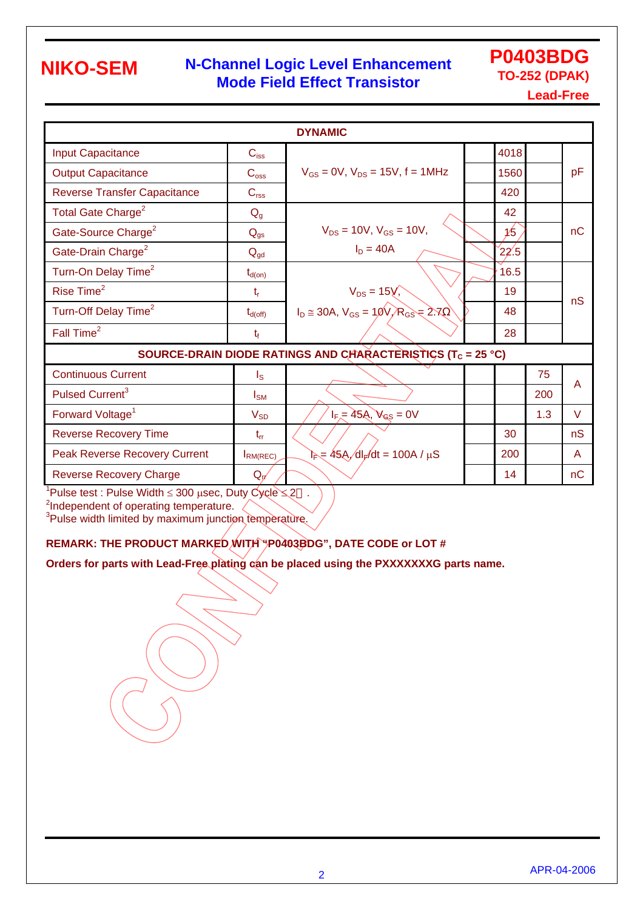| DYNAMIC | | | | | | |
|---|---|---|---|---|---|---|
| Input Capacitance | $C_{iss}$ | $V_{GS}$ = 0V, $V_{DS}$ = 15V, f = 1MHz | | 4018 | | pF |
| Output Capacitance | $C_{oss}$ | | | 1560 | | |
| Reverse Transfer Capacitance | $C_{rss}$ | | | 420 | | |
| Total Gate Charge[2] | $Q_g$ | $V_{DS}$ = 10V, $V_{GS}$ = 10V, $I_D$ = 40A | | 42 | | nC |
| Gate-Source Charge[2] | $Q_{gs}$ | | | 15 | | |
| Gate-Drain Charge[2] | $Q_{gd}$ | | | 22.5 | | |
| Turn-On Delay Time[2] | $t_{d(on)}$ | $V_{DS}$ = 15V, $I_D \cong$ 30A, $V_{GS}$ = 10V, $R_{GS}$ = 2.7Ω | | 16.5 | | nS |
| Rise Time[2] | $t_r$ | | | 19 | | |
| Turn-Off Delay Time[2] | $t_{d(off)}$ | | | 48 | | |
| Fall Time[2] | $t_f$ | | | 28 | | |
| **SOURCE-DRAIN DIODE RATINGS AND CHARACTERISTICS ($T_C$ = 25 °C)** | | | | | | |
| Continuous Current | $I_S$ | | | | 75 | A |
| Pulsed Current[3] | $I_{SM}$ | | | | 200 | |
| Forward Voltage[1] | $V_{SD}$ | $I_F$ = 45A, $V_{GS}$ = 0V | | | 1.3 | V |
| Reverse Recovery Time | $t_{rr}$ | $I_F$ = 45A, $dI_F/dt$ = 100A / µS | | 30 | | nS |
| Peak Reverse Recovery Current | $I_{RM(REC)}$ | | | 200 | | A |
| Reverse Recovery Charge | $Q_{rr}$ | | | 14 | | nC |

[1]Pulse test : Pulse Width ≤ 300 µsec, Duty Cycle ≤ 2 .
[2]Independent of operating temperature.
[3]Pulse width limited by maximum junction temperature.

**REMARK: THE PRODUCT MARKED WITH "P0403BDG", DATE CODE or LOT #**

**Orders for parts with Lead-Free plating can be placed using the PXXXXXXXG parts name.**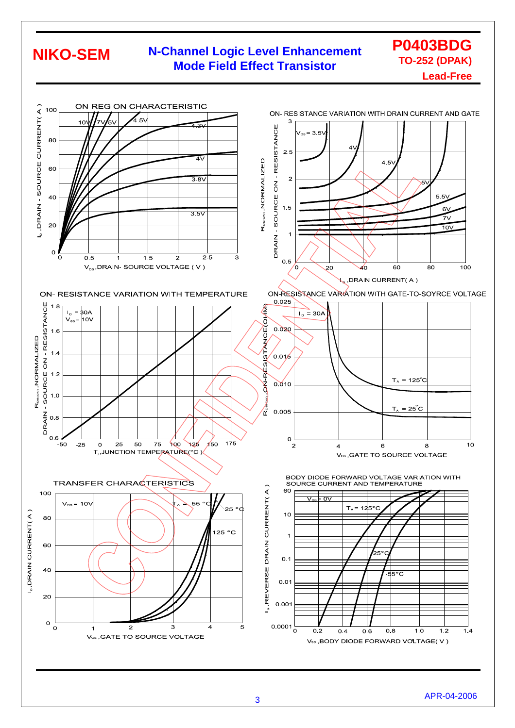NIKO-SEM

**N-Channel Logic Level Enhancement Mode Field Effect Transistor**

**P0403BDG**
**TO-252 (DPAK)**
**Lead-Free**

ON-REGION CHARACTERISTIC

$I_D$, DRAIN - SOURCE CURRENT ( A )

$V_{DS}$, DRAIN- SOURCE VOLTAGE ( V )

10V, 7V, 5V, 4.5V, 4.3V, 4V, 3.8V, 3.5V

ON- RESISTANCE VARIATION WITH DRAIN CURRENT AND GATE

$R_{DS(ON)}$, NORMALIZED DRAIN - SOURCE ON - RESISTANCE

$I_D$, DRAIN CURRENT( A )

$V_{GS}$ = 3.5V, 4V, 4.5V, 5V, 5.5V, 6V, 7V, 10V

ON- RESISTANCE VARIATION WITH TEMPERATURE

$I_D$ = 30A
$V_{GS}$ = 10V

$R_{DS(ON)}$, NORMALIZED DRAIN - SOURCE ON - RESISTANCE

$T_J$, JUNCTION TEMPERATURE(°C )

ON-RESISTANCE VARIATION WITH GATE-TO-SOYRCE VOLTAGE

$I_D$ = 30A

$R_{DS(ON)}$, ON-RESISTANCE(OHM)

$T_A$ = 125℃
$T_A$ = 25°C

$V_{GS}$, GATE TO SOURCE VOLTAGE

TRANSFER CHARACTERISTICS

$V_{DS}$ = 10V

$T_A$ = -55 °C, 25 °C, 125 °C

$I_D$, DRAIN CURRENT( A )

$V_{GS}$, GATE TO SOURCE VOLTAGE

BODY DIODE FORWARD VOLTAGE VARIATION WITH SOURCE CURRENT AND TEMPERATURE

$V_{GS}$ = 0V

$T_A$ = 125°C, 25°C, -55°C

$I_S$, REVERSE DRAIN CURRENT( A )

$V_{SD}$, BODY DIODE FORWARD VOLTAGE( V )

APR-04-2006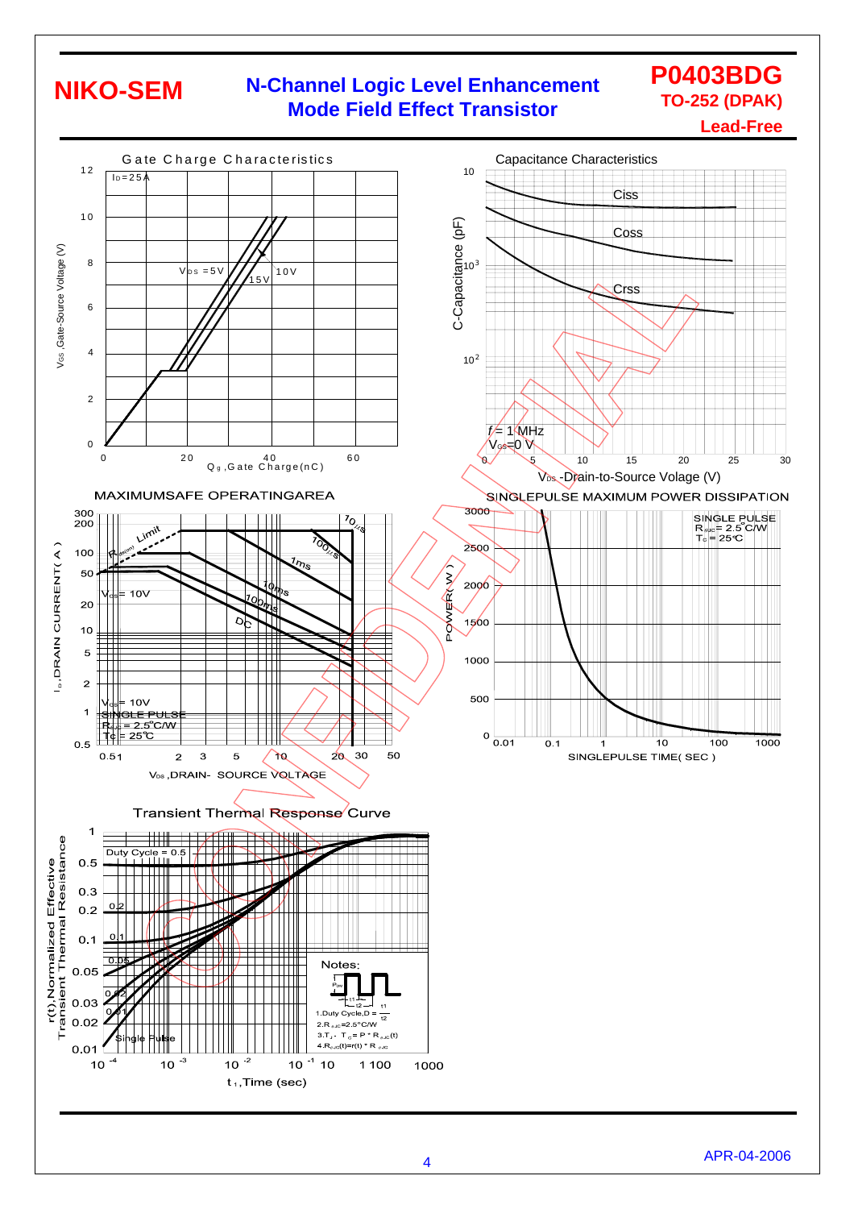## Gate Charge Characteristics

$I_D$=25A

$V_{DS}$=5V, 15V, 10V

$V_{GS}$, Gate-Source Voltage (V) vs. $Q_g$, Gate Charge (nC)

## Capacitance Characteristics

Ciss, Coss, Crss

f = 1 MHz
$V_{GS}$=0 V

C-Capacitance (pF) vs. $V_{DS}$ -Drain-to-Source Volage (V)

## MAXIMUMSAFE OPERATINGAREA

$R_{DS(ON)}$ Limit

$V_{GS}$= 10V

10μs, 100μs, 1ms, 10ms, 100ms, DC

$V_{GS}$= 10V
SINGLE PULSE
$R_{\theta JC}$ = 2.5°C/W
Tc = 25°C

$I_D$, DRAIN CURRENT (A) vs. $V_{DS}$, DRAIN- SOURCE VOLTAGE

## SINGLEPULSE MAXIMUM POWER DISSIPATION

SINGLE PULSE
$R_{\theta JC}$= 2.5°C/W
$T_C$ = 25°C

POWER (W) vs. SINGLEPULSE TIME (SEC)

## Transient Thermal Response Curve

Duty Cycle = 0.5, 0.2, 0.1, 0.05, 0.02, 0.01, Single Pulse

Notes:

1. Duty Cycle, D = $\frac{t_1}{t_2}$
2. $R_{\theta JC}$=2.5°C/W
3. $T_J - T_C = P * R_{\theta JC}(t)$
4. $R_{\theta JC}(t)$=r(t) * $R_{\theta JC}$

r(t), Normalized Effective Transient Thermal Resistance vs. $t_1$, Time (sec)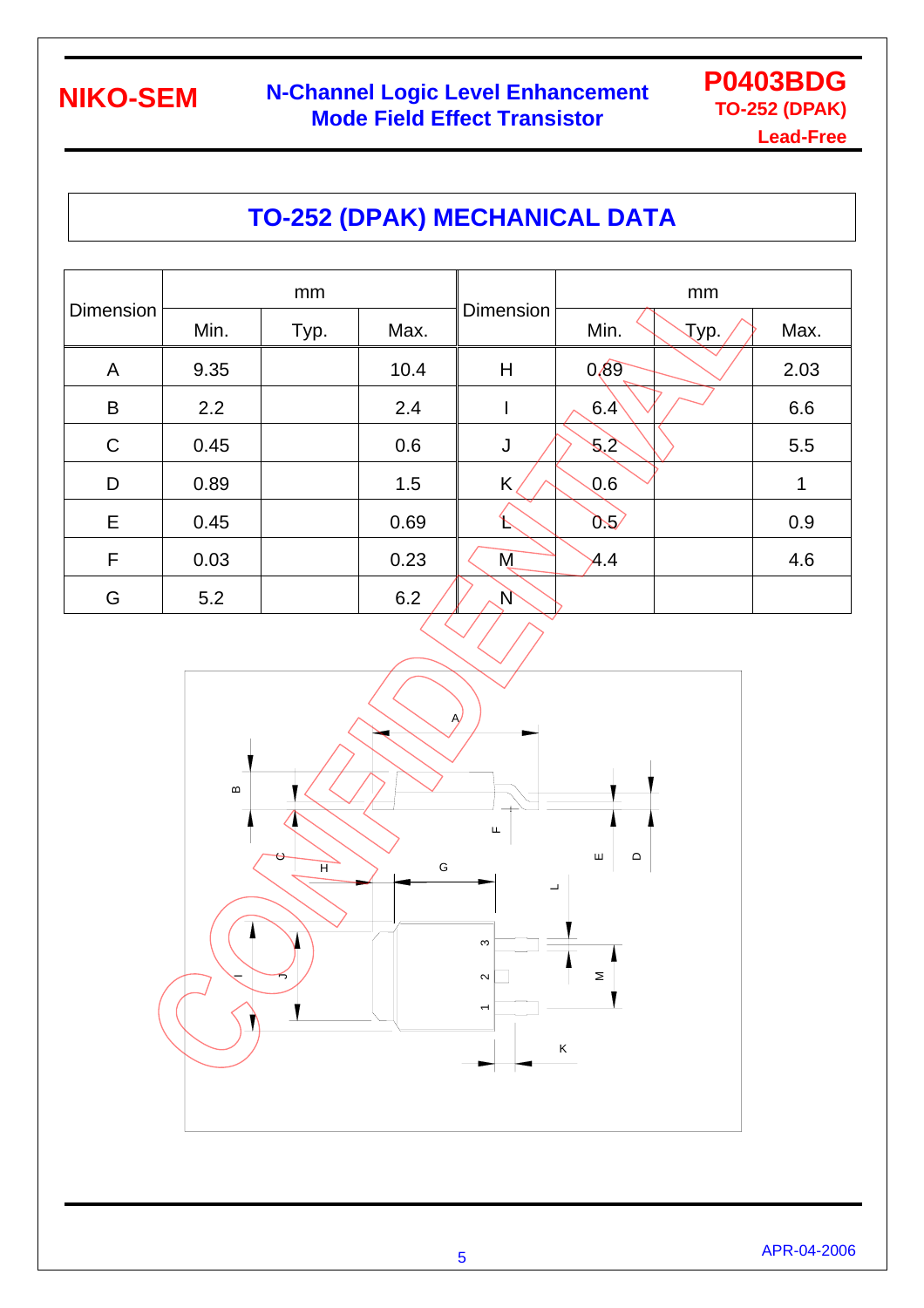# TO-252 (DPAK) MECHANICAL DATA

| Dimension | mm | | | Dimension | mm | | |
|---|---|---|---|---|---|---|---|
| | Min. | Typ. | Max. | | Min. | Typ. | Max. |
| A | 9.35 | | 10.4 | H | 0.89 | | 2.03 |
| B | 2.2 | | 2.4 | I | 6.4 | | 6.6 |
| C | 0.45 | | 0.6 | J | 5.2 | | 5.5 |
| D | 0.89 | | 1.5 | K | 0.6 | | 1 |
| E | 0.45 | | 0.69 | L | 0.5 | | 0.9 |
| F | 0.03 | | 0.23 | M | 4.4 | | 4.6 |
| G | 5.2 | | 6.2 | N | | | |

A
B
C
D
E
F
G
H
I
J
K
L
M
1
2
3